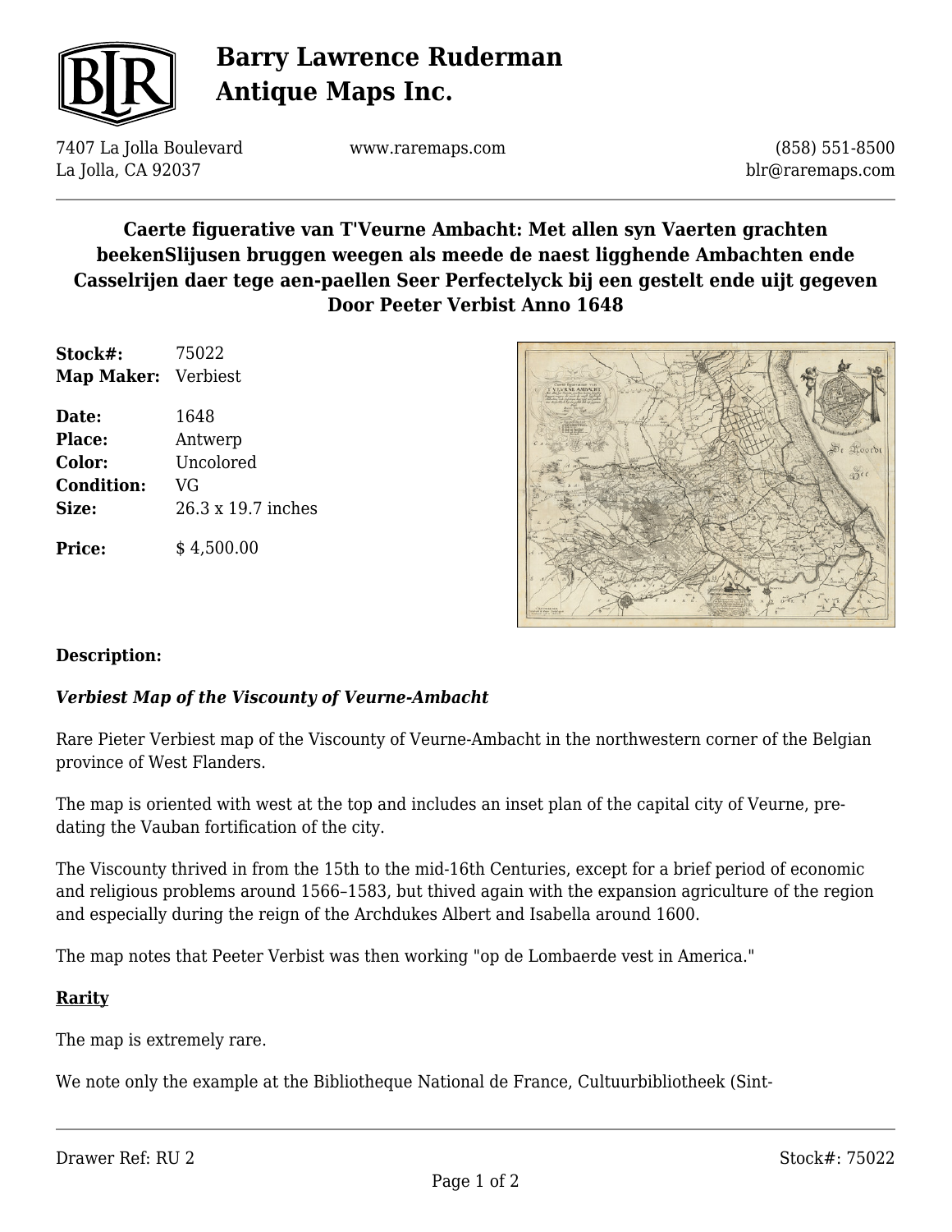# Barry Lawrence Ruderman Antique Maps Inc.

7407 La Jolla Boulevard
La Jolla, CA 92037

www.raremaps.com

(858) 551-8500
blr@raremaps.com

## Caerte figuerative van T'Veurne Ambacht: Met allen syn Vaerten grachten beekenSlijusen bruggen weegen als meede de naest ligghende Ambachten ende Casselrijen daer tege aen-paellen Seer Perfectelyck bij een gestelt ende uijt gegeven Door Peeter Verbist Anno 1648

**Stock#:** 75022
**Map Maker:** Verbiest

**Date:** 1648
**Place:** Antwerp
**Color:** Uncolored
**Condition:** VG
**Size:** 26.3 x 19.7 inches

**Price:** $ 4,500.00

### Description:

***Verbiest Map of the Viscounty of Veurne-Ambacht***

Rare Pieter Verbiest map of the Viscounty of Veurne-Ambacht in the northwestern corner of the Belgian province of West Flanders.

The map is oriented with west at the top and includes an inset plan of the capital city of Veurne, pre-dating the Vauban fortification of the city.

The Viscounty thrived in from the 15th to the mid-16th Centuries, except for a brief period of economic and religious problems around 1566–1583, but thived again with the expansion agriculture of the region and especially during the reign of the Archdukes Albert and Isabella around 1600.

The map notes that Peeter Verbist was then working "op de Lombaerde vest in America."

### Rarity

The map is extremely rare.

We note only the example at the Bibliotheque National de France, Cultuurbibliotheek (Sint-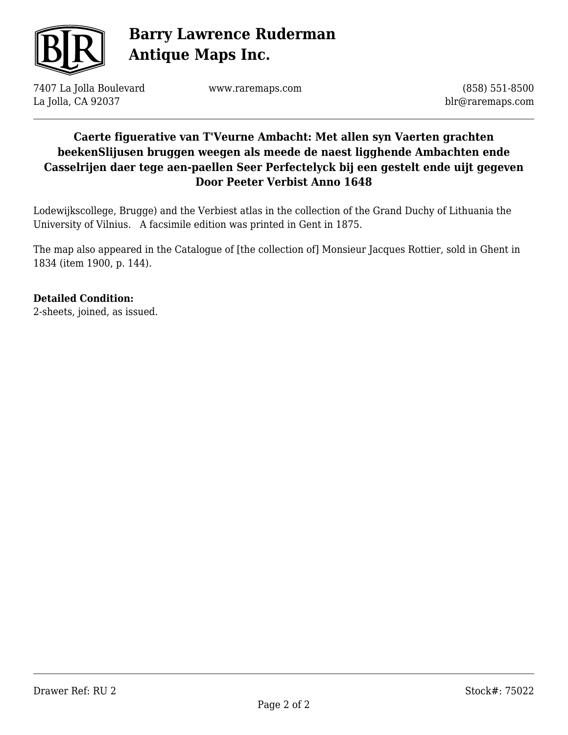**Caerte figuerative van T'Veurne Ambacht: Met allen syn Vaerten grachten beekenSlijusen bruggen weegen als meede de naest ligghende Ambachten ende Casselrijen daer tege aen-paellen Seer Perfectelyck bij een gestelt ende uijt gegeven Door Peeter Verbist Anno 1648**

Lodewijkscollege, Brugge) and the Verbiest atlas in the collection of the Grand Duchy of Lithuania the University of Vilnius.   A facsimile edition was printed in Gent in 1875.

The map also appeared in the Catalogue of [the collection of] Monsieur Jacques Rottier, sold in Ghent in 1834 (item 1900, p. 144).

**Detailed Condition:**
2-sheets, joined, as issued.